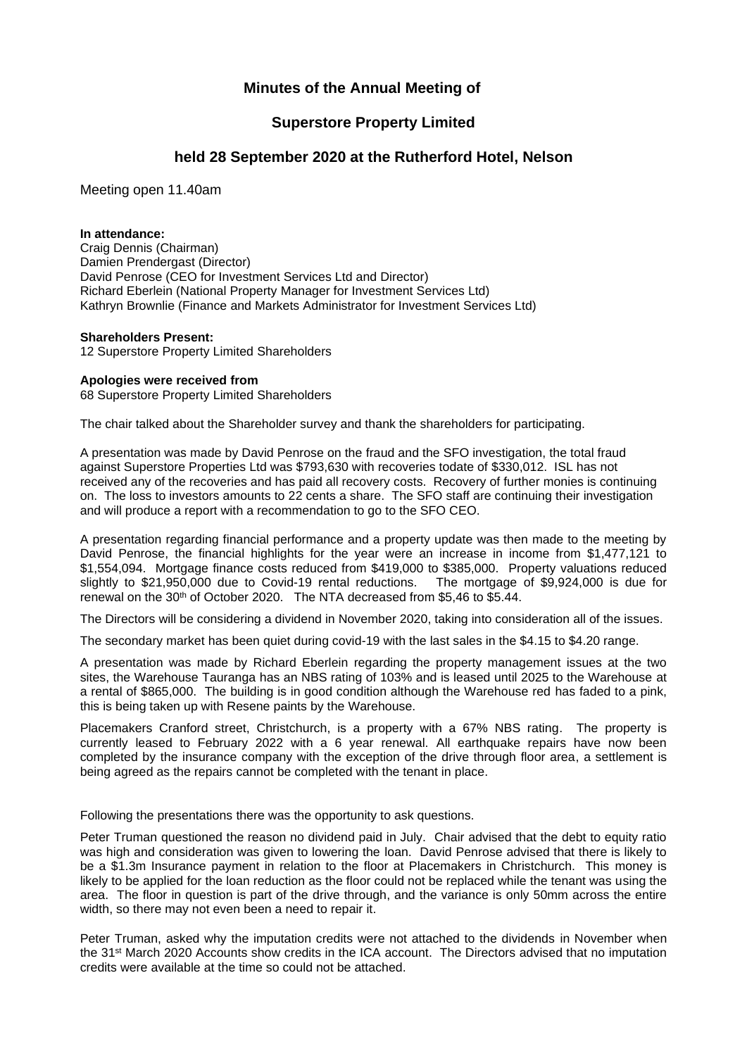# Minutes of the Annual Meeting of

## Superstore Property Limited

## held 28 September 2020 at the Rutherford Hotel, Nelson

Meeting open 11.40am

**In attendance:**
Craig Dennis (Chairman)
Damien Prendergast (Director)
David Penrose (CEO for Investment Services Ltd and Director)
Richard Eberlein (National Property Manager for Investment Services Ltd)
Kathryn Brownlie (Finance and Markets Administrator for Investment Services Ltd)

**Shareholders Present:**
12 Superstore Property Limited Shareholders

**Apologies were received from**
68 Superstore Property Limited Shareholders

The chair talked about the Shareholder survey and thank the shareholders for participating.

A presentation was made by David Penrose on the fraud and the SFO investigation, the total fraud against Superstore Properties Ltd was $793,630 with recoveries todate of $330,012. ISL has not received any of the recoveries and has paid all recovery costs. Recovery of further monies is continuing on. The loss to investors amounts to 22 cents a share. The SFO staff are continuing their investigation and will produce a report with a recommendation to go to the SFO CEO.

A presentation regarding financial performance and a property update was then made to the meeting by David Penrose, the financial highlights for the year were an increase in income from $1,477,121 to $1,554,094. Mortgage finance costs reduced from $419,000 to $385,000. Property valuations reduced slightly to $21,950,000 due to Covid-19 rental reductions. The mortgage of $9,924,000 is due for renewal on the 30th of October 2020. The NTA decreased from $5,46 to $5.44.

The Directors will be considering a dividend in November 2020, taking into consideration all of the issues.

The secondary market has been quiet during covid-19 with the last sales in the $4.15 to $4.20 range.

A presentation was made by Richard Eberlein regarding the property management issues at the two sites, the Warehouse Tauranga has an NBS rating of 103% and is leased until 2025 to the Warehouse at a rental of $865,000. The building is in good condition although the Warehouse red has faded to a pink, this is being taken up with Resene paints by the Warehouse.

Placemakers Cranford street, Christchurch, is a property with a 67% NBS rating. The property is currently leased to February 2022 with a 6 year renewal. All earthquake repairs have now been completed by the insurance company with the exception of the drive through floor area, a settlement is being agreed as the repairs cannot be completed with the tenant in place.

Following the presentations there was the opportunity to ask questions.

Peter Truman questioned the reason no dividend paid in July. Chair advised that the debt to equity ratio was high and consideration was given to lowering the loan. David Penrose advised that there is likely to be a $1.3m Insurance payment in relation to the floor at Placemakers in Christchurch. This money is likely to be applied for the loan reduction as the floor could not be replaced while the tenant was using the area. The floor in question is part of the drive through, and the variance is only 50mm across the entire width, so there may not even been a need to repair it.

Peter Truman, asked why the imputation credits were not attached to the dividends in November when the 31st March 2020 Accounts show credits in the ICA account. The Directors advised that no imputation credits were available at the time so could not be attached.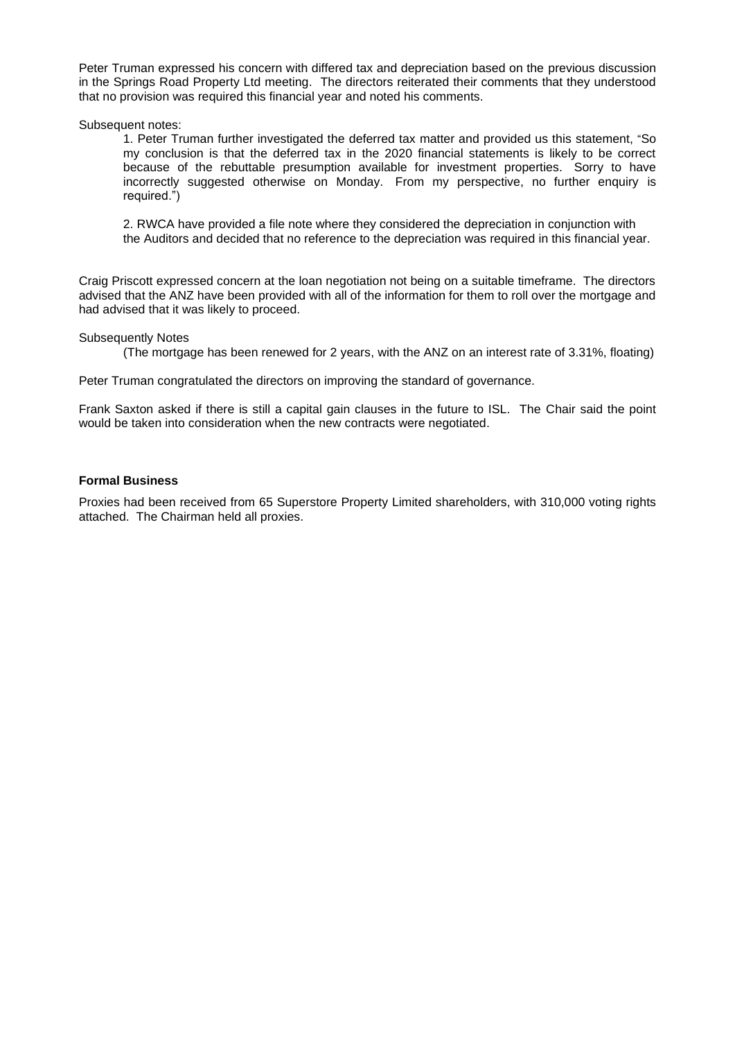Peter Truman expressed his concern with differed tax and depreciation based on the previous discussion in the Springs Road Property Ltd meeting. The directors reiterated their comments that they understood that no provision was required this financial year and noted his comments.

Subsequent notes:

1. Peter Truman further investigated the deferred tax matter and provided us this statement, "So my conclusion is that the deferred tax in the 2020 financial statements is likely to be correct because of the rebuttable presumption available for investment properties. Sorry to have incorrectly suggested otherwise on Monday. From my perspective, no further enquiry is required.")

2. RWCA have provided a file note where they considered the depreciation in conjunction with the Auditors and decided that no reference to the depreciation was required in this financial year.

Craig Priscott expressed concern at the loan negotiation not being on a suitable timeframe. The directors advised that the ANZ have been provided with all of the information for them to roll over the mortgage and had advised that it was likely to proceed.

Subsequently Notes

(The mortgage has been renewed for 2 years, with the ANZ on an interest rate of 3.31%, floating)

Peter Truman congratulated the directors on improving the standard of governance.

Frank Saxton asked if there is still a capital gain clauses in the future to ISL. The Chair said the point would be taken into consideration when the new contracts were negotiated.

**Formal Business**

Proxies had been received from 65 Superstore Property Limited shareholders, with 310,000 voting rights attached. The Chairman held all proxies.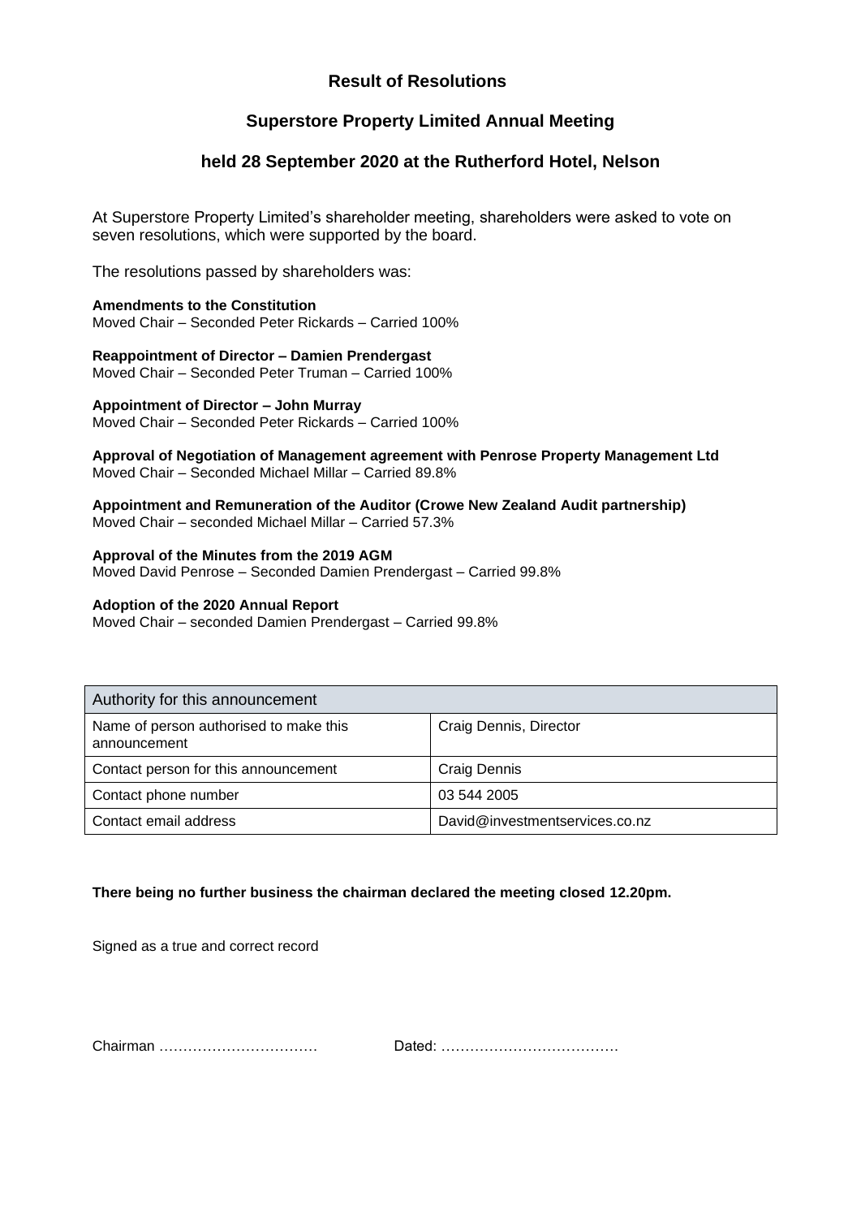## Result of Resolutions

## Superstore Property Limited Annual Meeting

## held 28 September 2020 at the Rutherford Hotel, Nelson

At Superstore Property Limited's shareholder meeting, shareholders were asked to vote on seven resolutions, which were supported by the board.

The resolutions passed by shareholders was:

**Amendments to the Constitution**
Moved Chair – Seconded Peter Rickards – Carried 100%

**Reappointment of Director – Damien Prendergast**
Moved Chair – Seconded Peter Truman – Carried 100%

**Appointment of Director – John Murray**
Moved Chair – Seconded Peter Rickards – Carried 100%

**Approval of Negotiation of Management agreement with Penrose Property Management Ltd**
Moved Chair – Seconded Michael Millar – Carried 89.8%

**Appointment and Remuneration of the Auditor (Crowe New Zealand Audit partnership)**
Moved Chair – seconded Michael Millar – Carried 57.3%

**Approval of the Minutes from the 2019 AGM**
Moved David Penrose – Seconded Damien Prendergast – Carried 99.8%

**Adoption of the 2020 Annual Report**
Moved Chair – seconded Damien Prendergast – Carried 99.8%

| Authority for this announcement | |
|---|---|
| Name of person authorised to make this announcement | Craig Dennis, Director |
| Contact person for this announcement | Craig Dennis |
| Contact phone number | 03 544 2005 |
| Contact email address | David@investmentservices.co.nz |

**There being no further business the chairman declared the meeting closed 12.20pm.**

Signed as a true and correct record

Chairman ……………………………      Dated: ………………………………